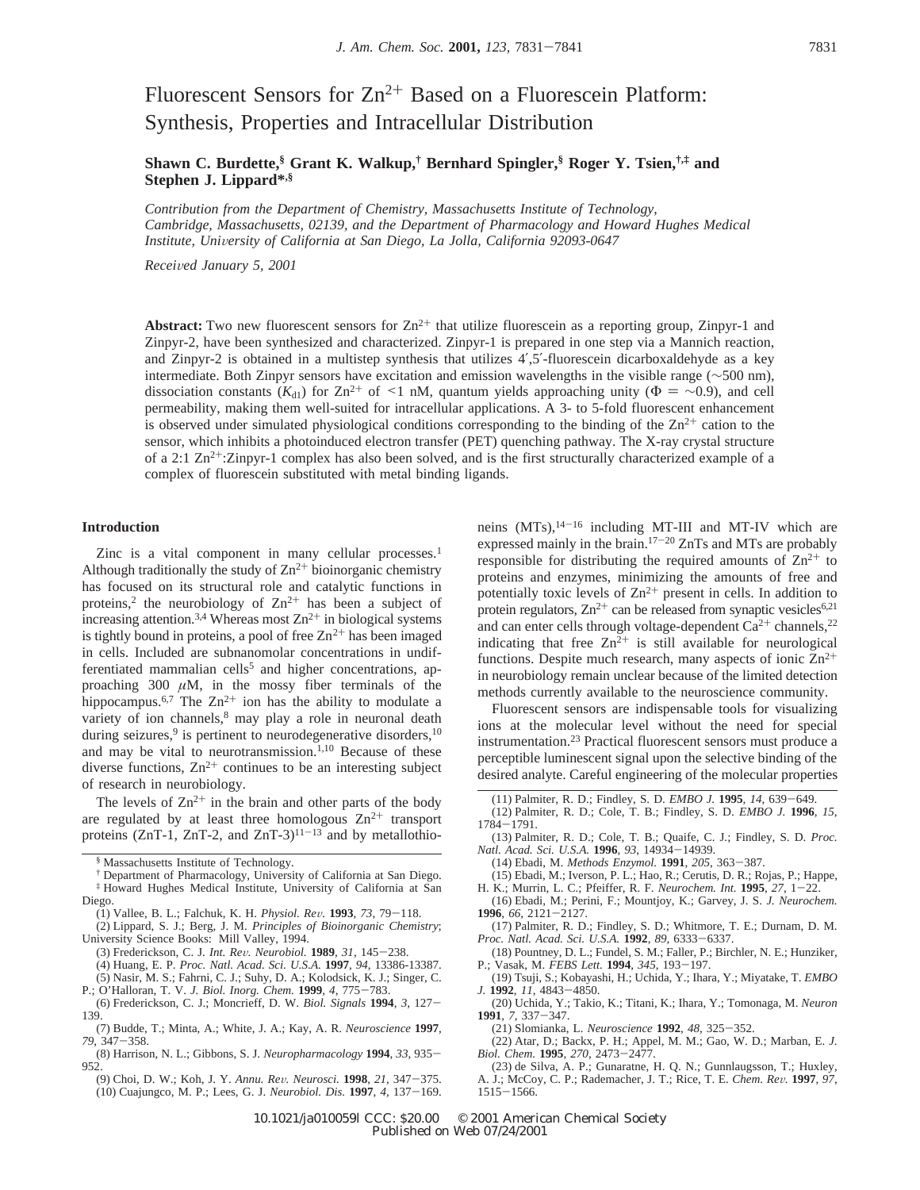# Fluorescent Sensors for $Zn^{2+}$ Based on a Fluorescein Platform: Synthesis, Properties and Intracellular Distribution

**Shawn C. Burdette,[§] Grant K. Walkup,[†] Bernhard Spingler,[§] Roger Y. Tsien,[†,‡] and Stephen J. Lippard*,[§]**

*Contribution from the Department of Chemistry, Massachusetts Institute of Technology, Cambridge, Massachusetts, 02139, and the Department of Pharmacology and Howard Hughes Medical Institute, University of California at San Diego, La Jolla, California 92093-0647*

*Received January 5, 2001*

**Abstract:** Two new fluorescent sensors for $Zn^{2+}$ that utilize fluorescein as a reporting group, Zinpyr-1 and Zinpyr-2, have been synthesized and characterized. Zinpyr-1 is prepared in one step via a Mannich reaction, and Zinpyr-2 is obtained in a multistep synthesis that utilizes 4′,5′-fluorescein dicarboxaldehyde as a key intermediate. Both Zinpyr sensors have excitation and emission wavelengths in the visible range (~500 nm), dissociation constants ($K_{d1}$) for $Zn^{2+}$ of <1 nM, quantum yields approaching unity ($\Phi$ = ~0.9), and cell permeability, making them well-suited for intracellular applications. A 3- to 5-fold fluorescent enhancement is observed under simulated physiological conditions corresponding to the binding of the $Zn^{2+}$ cation to the sensor, which inhibits a photoinduced electron transfer (PET) quenching pathway. The X-ray crystal structure of a 2:1 $Zn^{2+}$:Zinpyr-1 complex has also been solved, and is the first structurally characterized example of a complex of fluorescein substituted with metal binding ligands.

## Introduction

Zinc is a vital component in many cellular processes.[1] Although traditionally the study of $Zn^{2+}$ bioinorganic chemistry has focused on its structural role and catalytic functions in proteins,[2] the neurobiology of $Zn^{2+}$ has been a subject of increasing attention.[3,4] Whereas most $Zn^{2+}$ in biological systems is tightly bound in proteins, a pool of free $Zn^{2+}$ has been imaged in cells. Included are subnanomolar concentrations in undifferentiated mammalian cells[5] and higher concentrations, approaching 300 $\mu$M, in the mossy fiber terminals of the hippocampus.[6,7] The $Zn^{2+}$ ion has the ability to modulate a variety of ion channels,[8] may play a role in neuronal death during seizures,[9] is pertinent to neurodegenerative disorders,[10] and may be vital to neurotransmission.[1,10] Because of these diverse functions, $Zn^{2+}$ continues to be an interesting subject of research in neurobiology.

The levels of $Zn^{2+}$ in the brain and other parts of the body are regulated by at least three homologous $Zn^{2+}$ transport proteins (ZnT-1, ZnT-2, and ZnT-3)[11-13] and by metallothioneins (MTs),[14-16] including MT-III and MT-IV which are expressed mainly in the brain.[17-20] ZnTs and MTs are probably responsible for distributing the required amounts of $Zn^{2+}$ to proteins and enzymes, minimizing the amounts of free and potentially toxic levels of $Zn^{2+}$ present in cells. In addition to protein regulators, $Zn^{2+}$ can be released from synaptic vesicles[6,21] and can enter cells through voltage-dependent $Ca^{2+}$ channels,[22] indicating that free $Zn^{2+}$ is still available for neurological functions. Despite much research, many aspects of ionic $Zn^{2+}$ in neurobiology remain unclear because of the limited detection methods currently available to the neuroscience community.

Fluorescent sensors are indispensable tools for visualizing ions at the molecular level without the need for special instrumentation.[23] Practical fluorescent sensors must produce a perceptible luminescent signal upon the selective binding of the desired analyte. Careful engineering of the molecular properties

---

§ Massachusetts Institute of Technology.
† Department of Pharmacology, University of California at San Diego.
‡ Howard Hughes Medical Institute, University of California at San Diego.

(1) Vallee, B. L.; Falchuk, K. H. *Physiol. Rev.* **1993**, *73*, 79–118.
(2) Lippard, S. J.; Berg, J. M. *Principles of Bioinorganic Chemistry*; University Science Books: Mill Valley, 1994.
(3) Frederickson, C. J. *Int. Rev. Neurobiol.* **1989**, *31*, 145–238.
(4) Huang, E. P. *Proc. Natl. Acad. Sci. U.S.A.* **1997**, *94*, 13386-13387.
(5) Nasir, M. S.; Fahrni, C. J.; Suhy, D. A.; Kolodsick, K. J.; Singer, C. P.; O'Halloran, T. V. *J. Biol. Inorg. Chem.* **1999**, *4*, 775–783.
(6) Frederickson, C. J.; Moncrieff, D. W. *Biol. Signals* **1994**, *3*, 127–139.
(7) Budde, T.; Minta, A.; White, J. A.; Kay, A. R. *Neuroscience* **1997**, *79*, 347–358.
(8) Harrison, N. L.; Gibbons, S. J. *Neuropharmacology* **1994**, *33*, 935–952.
(9) Choi, D. W.; Koh, J. Y. *Annu. Rev. Neurosci.* **1998**, *21*, 347–375.
(10) Cuajungco, M. P.; Lees, G. J. *Neurobiol. Dis.* **1997**, *4*, 137–169.
(11) Palmiter, R. D.; Findley, S. D. *EMBO J.* **1995**, *14*, 639–649.
(12) Palmiter, R. D.; Cole, T. B.; Findley, S. D. *EMBO J.* **1996**, *15*, 1784–1791.
(13) Palmiter, R. D.; Cole, T. B.; Quaife, C. J.; Findley, S. D. *Proc. Natl. Acad. Sci. U.S.A.* **1996**, *93*, 14934–14939.
(14) Ebadi, M. *Methods Enzymol.* **1991**, *205*, 363–387.
(15) Ebadi, M.; Iverson, P. L.; Hao, R.; Cerutis, D. R.; Rojas, P.; Happe, H. K.; Murrin, L. C.; Pfeiffer, R. F. *Neurochem. Int.* **1995**, *27*, 1–22.
(16) Ebadi, M.; Perini, F.; Mountjoy, K.; Garvey, J. S. *J. Neurochem.* **1996**, *66*, 2121–2127.
(17) Palmiter, R. D.; Findley, S. D.; Whitmore, T. E.; Durnam, D. M. *Proc. Natl. Acad. Sci. U.S.A.* **1992**, *89*, 6333–6337.
(18) Pountney, D. L.; Fundel, S. M.; Faller, P.; Birchler, N. E.; Hunziker, P.; Vasak, M. *FEBS Lett.* **1994**, *345*, 193–197.
(19) Tsuji, S.; Kobayashi, H.; Uchida, Y.; Ihara, Y.; Miyatake, T. *EMBO J.* **1992**, *11*, 4843–4850.
(20) Uchida, Y.; Takio, K.; Titani, K.; Ihara, Y.; Tomonaga, M. *Neuron* **1991**, *7*, 337–347.
(21) Slomianka, L. *Neuroscience* **1992**, *48*, 325–352.
(22) Atar, D.; Backx, P. H.; Appel, M. M.; Gao, W. D.; Marban, E. *J. Biol. Chem.* **1995**, *270*, 2473–2477.
(23) de Silva, A. P.; Gunaratne, H. Q. N.; Gunnlaugsson, T.; Huxley, A. J.; McCoy, C. P.; Rademacher, J. T.; Rice, T. E. *Chem. Rev.* **1997**, *97*, 1515–1566.

10.1021/ja010059l CCC: $20.00 © 2001 American Chemical Society
Published on Web 07/24/2001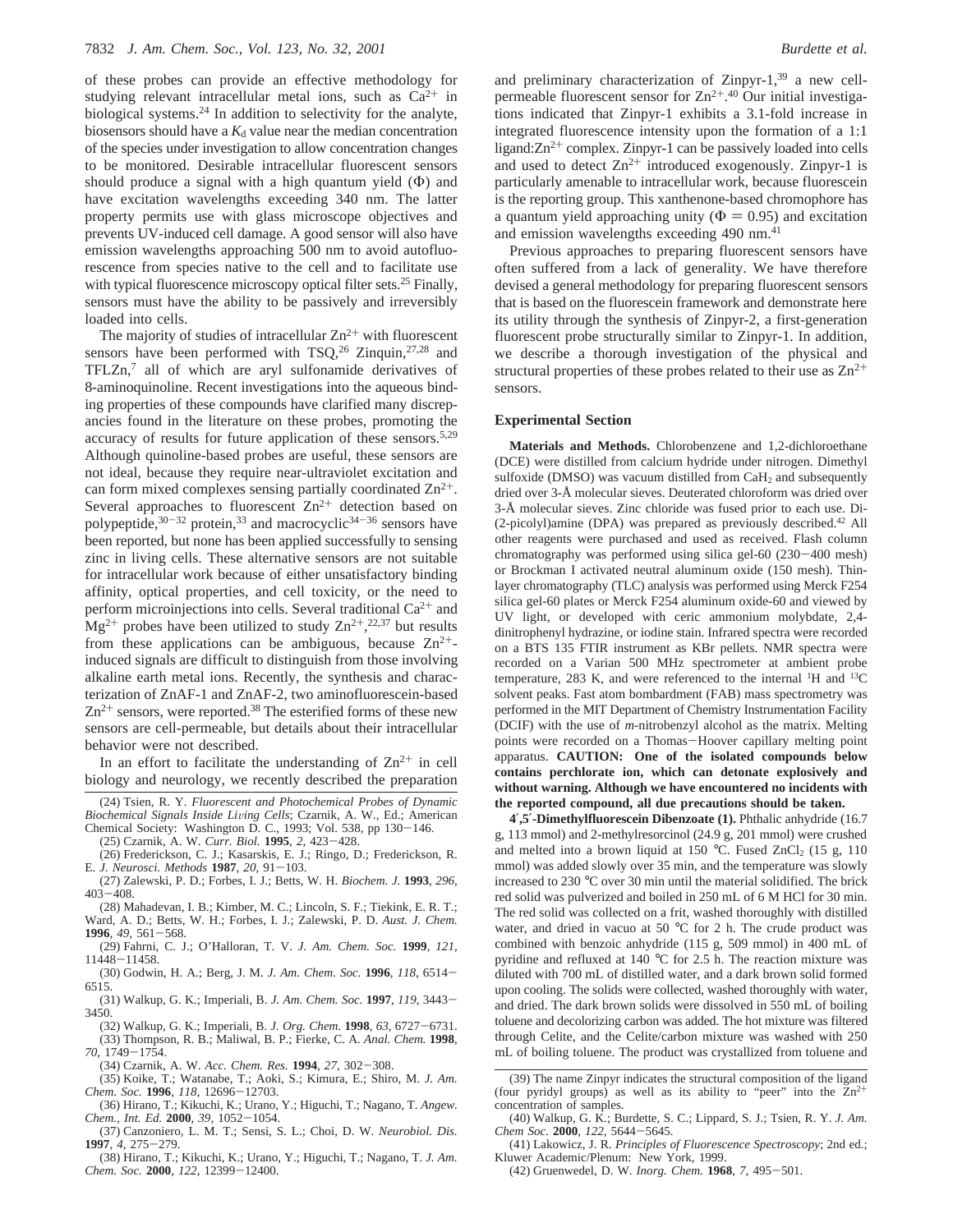of these probes can provide an effective methodology for studying relevant intracellular metal ions, such as $Ca^{2+}$ in biological systems.[24] In addition to selectivity for the analyte, biosensors should have a $K_d$ value near the median concentration of the species under investigation to allow concentration changes to be monitored. Desirable intracellular fluorescent sensors should produce a signal with a high quantum yield (Φ) and have excitation wavelengths exceeding 340 nm. The latter property permits use with glass microscope objectives and prevents UV-induced cell damage. A good sensor will also have emission wavelengths approaching 500 nm to avoid autofluorescence from species native to the cell and to facilitate use with typical fluorescence microscopy optical filter sets.[25] Finally, sensors must have the ability to be passively and irreversibly loaded into cells.

The majority of studies of intracellular $Zn^{2+}$ with fluorescent sensors have been performed with TSQ,[26] Zinquin,[27,28] and TFLZn,[7] all of which are aryl sulfonamide derivatives of 8-aminoquinoline. Recent investigations into the aqueous binding properties of these compounds have clarified many discrepancies found in the literature on these probes, promoting the accuracy of results for future application of these sensors.[5,29] Although quinoline-based probes are useful, these sensors are not ideal, because they require near-ultraviolet excitation and can form mixed complexes sensing partially coordinated $Zn^{2+}$. Several approaches to fluorescent $Zn^{2+}$ detection based on polypeptide,[30-32] protein,[33] and macrocyclic[34-36] sensors have been reported, but none has been applied successfully to sensing zinc in living cells. These alternative sensors are not suitable for intracellular work because of either unsatisfactory binding affinity, optical properties, and cell toxicity, or the need to perform microinjections into cells. Several traditional $Ca^{2+}$ and $Mg^{2+}$ probes have been utilized to study $Zn^{2+}$,[22,37] but results from these applications can be ambiguous, because $Zn^{2+}$-induced signals are difficult to distinguish from those involving alkaline earth metal ions. Recently, the synthesis and characterization of ZnAF-1 and ZnAF-2, two aminofluorescein-based $Zn^{2+}$ sensors, were reported.[38] The esterified forms of these new sensors are cell-permeable, but details about their intracellular behavior were not described.

In an effort to facilitate the understanding of $Zn^{2+}$ in cell biology and neurology, we recently described the preparation and preliminary characterization of Zinpyr-1,[39] a new cell-permeable fluorescent sensor for $Zn^{2+}$.[40] Our initial investigations indicated that Zinpyr-1 exhibits a 3.1-fold increase in integrated fluorescence intensity upon the formation of a 1:1 ligand:$Zn^{2+}$ complex. Zinpyr-1 can be passively loaded into cells and used to detect $Zn^{2+}$ introduced exogenously. Zinpyr-1 is particularly amenable to intracellular work, because fluorescein is the reporting group. This xanthenone-based chromophore has a quantum yield approaching unity (Φ = 0.95) and excitation and emission wavelengths exceeding 490 nm.[41]

Previous approaches to preparing fluorescent sensors have often suffered from a lack of generality. We have therefore devised a general methodology for preparing fluorescent sensors that is based on the fluorescein framework and demonstrate here its utility through the synthesis of Zinpyr-2, a first-generation fluorescent probe structurally similar to Zinpyr-1. In addition, we describe a thorough investigation of the physical and structural properties of these probes related to their use as $Zn^{2+}$ sensors.

## Experimental Section

**Materials and Methods.** Chlorobenzene and 1,2-dichloroethane (DCE) were distilled from calcium hydride under nitrogen. Dimethyl sulfoxide (DMSO) was vacuum distilled from $CaH_2$ and subsequently dried over 3-Å molecular sieves. Deuterated chloroform was dried over 3-Å molecular sieves. Zinc chloride was fused prior to each use. Di-(2-picolyl)amine (DPA) was prepared as previously described.[42] All other reagents were purchased and used as received. Flash column chromatography was performed using silica gel-60 (230−400 mesh) or Brockman I activated neutral aluminum oxide (150 mesh). Thin-layer chromatography (TLC) analysis was performed using Merck F254 silica gel-60 plates or Merck F254 aluminum oxide-60 and viewed by UV light, or developed with ceric ammonium molybdate, 2,4-dinitrophenyl hydrazine, or iodine stain. Infrared spectra were recorded on a BTS 135 FTIR instrument as KBr pellets. NMR spectra were recorded on a Varian 500 MHz spectrometer at ambient probe temperature, 283 K, and were referenced to the internal $^1H$ and $^{13}C$ solvent peaks. Fast atom bombardment (FAB) mass spectrometry was performed in the MIT Department of Chemistry Instrumentation Facility (DCIF) with the use of *m*-nitrobenzyl alcohol as the matrix. Melting points were recorded on a Thomas−Hoover capillary melting point apparatus. **CAUTION: One of the isolated compounds below contains perchlorate ion, which can detonate explosively and without warning. Although we have encountered no incidents with the reported compound, all due precautions should be taken.**

**4′,5′-Dimethylfluorescein Dibenzoate (1).** Phthalic anhydride (16.7 g, 113 mmol) and 2-methylresorcinol (24.9 g, 201 mmol) were crushed and melted into a brown liquid at 150 °C. Fused $ZnCl_2$ (15 g, 110 mmol) was added slowly over 35 min, and the temperature was slowly increased to 230 °C over 30 min until the material solidified. The brick red solid was pulverized and boiled in 250 mL of 6 M HCl for 30 min. The red solid was collected on a frit, washed thoroughly with distilled water, and dried in vacuo at 50 °C for 2 h. The crude product was combined with benzoic anhydride (115 g, 509 mmol) in 400 mL of pyridine and refluxed at 140 °C for 2.5 h. The reaction mixture was diluted with 700 mL of distilled water, and a dark brown solid formed upon cooling. The solids were collected, washed thoroughly with water, and dried. The dark brown solids were dissolved in 550 mL of boiling toluene and decolorizing carbon was added. The hot mixture was filtered through Celite, and the Celite/carbon mixture was washed with 250 mL of boiling toluene. The product was crystallized from toluene and

(24) Tsien, R. Y. *Fluorescent and Photochemical Probes of Dynamic Biochemical Signals Inside Living Cells*; Czarnik, A. W., Ed.; American Chemical Society: Washington D. C., 1993; Vol. 538, pp 130−146.

(25) Czarnik, A. W. *Curr. Biol.* **1995**, *2*, 423−428.

(26) Frederickson, C. J.; Kasarskis, E. J.; Ringo, D.; Frederickson, R. E. *J. Neurosci. Methods* **1987**, *20*, 91−103.

(27) Zalewski, P. D.; Forbes, I. J.; Betts, W. H. *Biochem. J.* **1993**, *296*, 403−408.

(28) Mahadevan, I. B.; Kimber, M. C.; Lincoln, S. F.; Tiekink, E. R. T.; Ward, A. D.; Betts, W. H.; Forbes, I. J.; Zalewski, P. D. *Aust. J. Chem.* **1996**, *49*, 561−568.

(29) Fahrni, C. J.; O'Halloran, T. V. *J. Am. Chem. Soc.* **1999**, *121*, 11448−11458.

(30) Godwin, H. A.; Berg, J. M. *J. Am. Chem. Soc.* **1996**, *118*, 6514−6515.

(31) Walkup, G. K.; Imperiali, B. *J. Am. Chem. Soc.* **1997**, *119*, 3443−3450.

(32) Walkup, G. K.; Imperiali, B. *J. Org. Chem.* **1998**, *63*, 6727−6731.

(33) Thompson, R. B.; Maliwal, B. P.; Fierke, C. A. *Anal. Chem.* **1998**, *70*, 1749−1754.

(34) Czarnik, A. W. *Acc. Chem. Res.* **1994**, *27*, 302−308.

(35) Koike, T.; Watanabe, T.; Aoki, S.; Kimura, E.; Shiro, M. *J. Am. Chem. Soc.* **1996**, *118*, 12696−12703.

(36) Hirano, T.; Kikuchi, K.; Urano, Y.; Higuchi, T.; Nagano, T. *Angew. Chem., Int. Ed.* **2000**, *39*, 1052−1054.

(37) Canzoniero, L. M. T.; Sensi, S. L.; Choi, D. W. *Neurobiol. Dis.* **1997**, *4*, 275−279.

(38) Hirano, T.; Kikuchi, K.; Urano, Y.; Higuchi, T.; Nagano, T. *J. Am. Chem. Soc.* **2000**, *122*, 12399−12400.

(39) The name Zinpyr indicates the structural composition of the ligand (four pyridyl groups) as well as its ability to "peer" into the $Zn^{2+}$ concentration of samples.

(40) Walkup, G. K.; Burdette, S. C.; Lippard, S. J.; Tsien, R. Y. *J. Am. Chem Soc.* **2000**, *122*, 5644−5645.

(41) Lakowicz, J. R. *Principles of Fluorescence Spectroscopy*; 2nd ed.; Kluwer Academic/Plenum: New York, 1999.

(42) Gruenwedel, D. W. *Inorg. Chem.* **1968**, *7*, 495−501.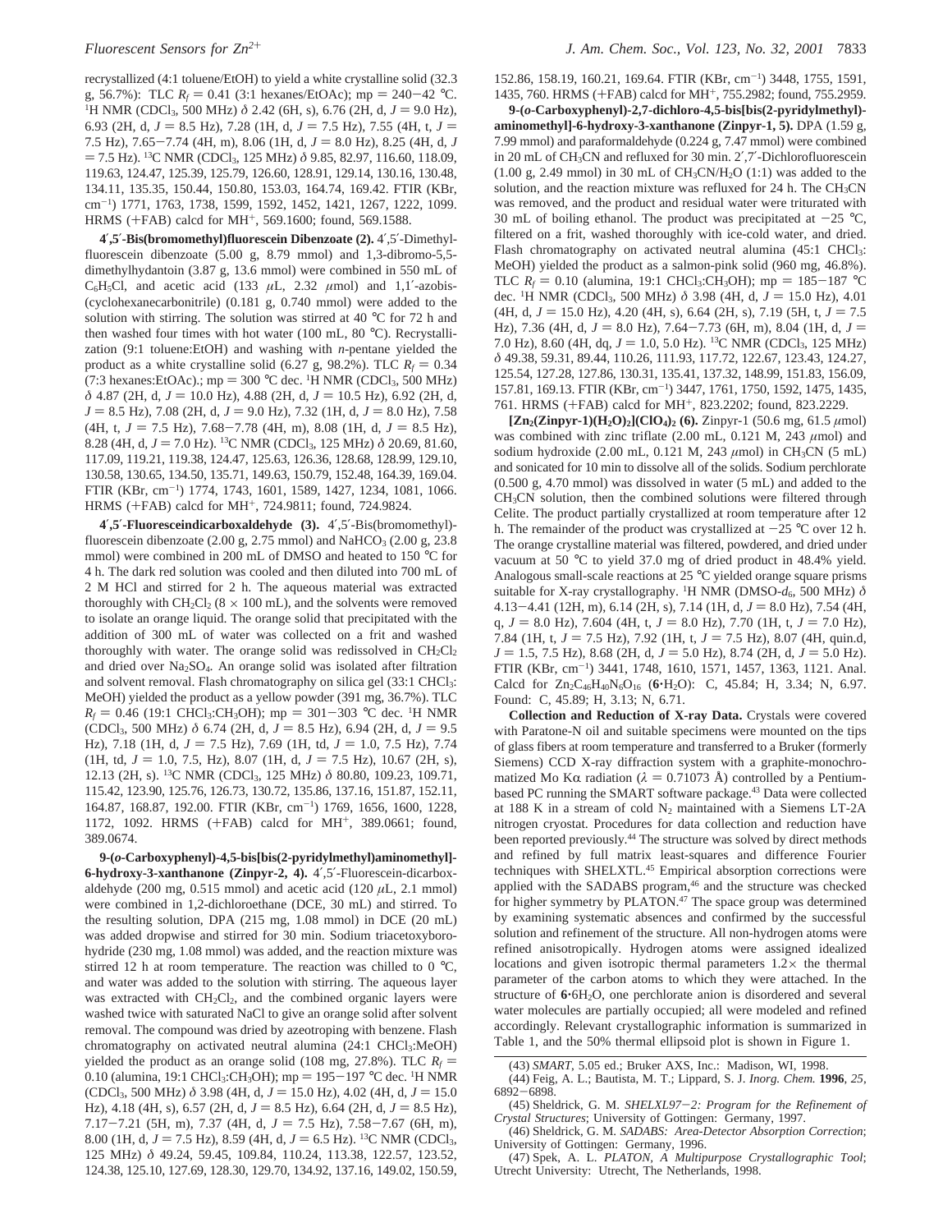recrystallized (4:1 toluene/EtOH) to yield a white crystalline solid (32.3 g, 56.7%): TLC $R_f$ = 0.41 (3:1 hexanes/EtOAc); mp = 240−42 °C. $^1$H NMR (CDCl$_3$, 500 MHz) δ 2.42 (6H, s), 6.76 (2H, d, $J$ = 9.0 Hz), 6.93 (2H, d, $J$ = 8.5 Hz), 7.28 (1H, d, $J$ = 7.5 Hz), 7.55 (4H, t, $J$ = 7.5 Hz), 7.65−7.74 (4H, m), 8.06 (1H, d, $J$ = 8.0 Hz), 8.25 (4H, d, $J$ = 7.5 Hz). $^{13}$C NMR (CDCl$_3$, 125 MHz) δ 9.85, 82.97, 116.60, 118.09, 119.63, 124.47, 125.39, 125.79, 126.60, 128.91, 129.14, 130.16, 130.48, 134.11, 135.35, 150.44, 150.80, 153.03, 164.74, 169.42. FTIR (KBr, cm$^{-1}$) 1771, 1763, 1738, 1599, 1592, 1452, 1421, 1267, 1222, 1099. HRMS (+FAB) calcd for MH$^+$, 569.1600; found, 569.1588.

**4′,5′-Bis(bromomethyl)fluorescein Dibenzoate (2).** 4′,5′-Dimethylfluorescein dibenzoate (5.00 g, 8.79 mmol) and 1,3-dibromo-5,5-dimethylhydantoin (3.87 g, 13.6 mmol) were combined in 550 mL of $C_6H_5Cl$, and acetic acid (133 μL, 2.32 μmol) and 1,1′-azobis-(cyclohexanecarbonitrile) (0.181 g, 0.740 mmol) were added to the solution with stirring. The solution was stirred at 40 °C for 72 h and then washed four times with hot water (100 mL, 80 °C). Recrystallization (9:1 toluene:EtOH) and washing with $n$-pentane yielded the product as a white crystalline solid (6.27 g, 98.2%). TLC $R_f$ = 0.34 (7:3 hexanes:EtOAc).; mp = 300 °C dec. $^1$H NMR (CDCl$_3$, 500 MHz) δ 4.87 (2H, d, $J$ = 10.0 Hz), 4.88 (2H, d, $J$ = 10.5 Hz), 6.92 (2H, d, $J$ = 8.5 Hz), 7.08 (2H, d, $J$ = 9.0 Hz), 7.32 (1H, d, $J$ = 8.0 Hz), 7.58 (4H, t, $J$ = 7.5 Hz), 7.68−7.78 (4H, m), 8.08 (1H, d, $J$ = 8.5 Hz), 8.28 (4H, d, $J$ = 7.0 Hz). $^{13}$C NMR (CDCl$_3$, 125 MHz) δ 20.69, 81.60, 117.09, 119.21, 119.38, 124.47, 125.63, 126.36, 128.68, 128.99, 129.10, 130.58, 130.65, 134.50, 135.71, 149.63, 150.79, 152.48, 164.39, 169.04. FTIR (KBr, cm$^{-1}$) 1774, 1743, 1601, 1589, 1427, 1234, 1081, 1066. HRMS (+FAB) calcd for MH$^+$, 724.9811; found, 724.9824.

**4′,5′-Fluoresceindicarboxaldehyde (3).** 4′,5′-Bis(bromomethyl)-fluorescein dibenzoate (2.00 g, 2.75 mmol) and $NaHCO_3$ (2.00 g, 23.8 mmol) were combined in 200 mL of DMSO and heated to 150 °C for 4 h. The dark red solution was cooled and then diluted into 700 mL of 2 M HCl and stirred for 2 h. The aqueous material was extracted thoroughly with $CH_2Cl_2$ (8 × 100 mL), and the solvents were removed to isolate an orange liquid. The orange solid that precipitated with the addition of 300 mL of water was collected on a frit and washed thoroughly with water. The orange solid was redissolved in $CH_2Cl_2$ and dried over $Na_2SO_4$. An orange solid was isolated after filtration and solvent removal. Flash chromatography on silica gel (33:1 CHCl$_3$:MeOH) yielded the product as a yellow powder (391 mg, 36.7%). TLC $R_f$ = 0.46 (19:1 CHCl$_3$:CH$_3$OH); mp = 301−303 °C dec. $^1$H NMR (CDCl$_3$, 500 MHz) δ 6.74 (2H, d, $J$ = 8.5 Hz), 6.94 (2H, d, $J$ = 9.5 Hz), 7.18 (1H, d, $J$ = 7.5 Hz), 7.69 (1H, td, $J$ = 1.0, 7.5 Hz), 7.74 (1H, td, $J$ = 1.0, 7.5, Hz), 8.07 (1H, d, $J$ = 7.5 Hz), 10.67 (2H, s), 12.13 (2H, s). $^{13}$C NMR (CDCl$_3$, 125 MHz) δ 80.80, 109.23, 109.71, 115.42, 123.90, 125.76, 126.73, 130.72, 135.86, 137.16, 151.87, 152.11, 164.87, 168.87, 192.00. FTIR (KBr, cm$^{-1}$) 1769, 1656, 1600, 1228, 1172, 1092. HRMS (+FAB) calcd for MH$^+$, 389.0661; found, 389.0674.

**9-(o-Carboxyphenyl)-4,5-bis[bis(2-pyridylmethyl)aminomethyl]-6-hydroxy-3-xanthanone (Zinpyr-2, 4).** 4′,5′-Fluorescein-dicarboxaldehyde (200 mg, 0.515 mmol) and acetic acid (120 μL, 2.1 mmol) were combined in 1,2-dichloroethane (DCE, 30 mL) and stirred. To the resulting solution, DPA (215 mg, 1.08 mmol) in DCE (20 mL) was added dropwise and stirred for 30 min. Sodium triacetoxyborohydride (230 mg, 1.08 mmol) was added, and the reaction mixture was stirred 12 h at room temperature. The reaction was chilled to 0 °C, and water was added to the solution with stirring. The aqueous layer was extracted with $CH_2Cl_2$, and the combined organic layers were washed twice with saturated NaCl to give an orange solid after solvent removal. The compound was dried by azeotroping with benzene. Flash chromatography on activated neutral alumina (24:1 CHCl$_3$:MeOH) yielded the product as an orange solid (108 mg, 27.8%). TLC $R_f$ = 0.10 (alumina, 19:1 CHCl$_3$:CH$_3$OH); mp = 195−197 °C dec. $^1$H NMR (CDCl$_3$, 500 MHz) δ 3.98 (4H, d, $J$ = 15.0 Hz), 4.02 (4H, d, $J$ = 15.0 Hz), 4.18 (4H, s), 6.57 (2H, d, $J$ = 8.5 Hz), 6.64 (2H, d, $J$ = 8.5 Hz), 7.17−7.21 (5H, m), 7.37 (4H, d, $J$ = 7.5 Hz), 7.58−7.67 (6H, m), 8.00 (1H, d, $J$ = 7.5 Hz), 8.59 (4H, d, $J$ = 6.5 Hz). $^{13}$C NMR (CDCl$_3$, 125 MHz) δ 49.24, 59.45, 109.84, 110.24, 113.38, 122.57, 123.52, 124.38, 125.10, 127.69, 128.30, 129.70, 134.92, 137.16, 149.02, 150.59, 152.86, 158.19, 160.21, 169.64. FTIR (KBr, cm$^{-1}$) 3448, 1755, 1591, 1435, 760. HRMS (+FAB) calcd for MH$^+$, 755.2982; found, 755.2959.

**9-(o-Carboxyphenyl)-2,7-dichloro-4,5-bis[bis(2-pyridylmethyl)-aminomethyl]-6-hydroxy-3-xanthanone (Zinpyr-1, 5).** DPA (1.59 g, 7.99 mmol) and paraformaldehyde (0.224 g, 7.47 mmol) were combined in 20 mL of $CH_3CN$ and refluxed for 30 min. 2′,7′-Dichlorofluorescein (1.00 g, 2.49 mmol) in 30 mL of $CH_3CN/H_2O$ (1:1) was added to the solution, and the reaction mixture was refluxed for 24 h. The $CH_3CN$ was removed, and the product and residual water were triturated with 30 mL of boiling ethanol. The product was precipitated at −25 °C, filtered on a frit, washed thoroughly with ice-cold water, and dried. Flash chromatography on activated neutral alumina (45:1 CHCl$_3$:MeOH) yielded the product as a salmon-pink solid (960 mg, 46.8%). TLC $R_f$ = 0.10 (alumina, 19:1 CHCl$_3$:CH$_3$OH); mp = 185−187 °C dec. $^1$H NMR (CDCl$_3$, 500 MHz) δ 3.98 (4H, d, $J$ = 15.0 Hz), 4.01 (4H, d, $J$ = 15.0 Hz), 4.20 (4H, s), 6.64 (2H, s), 7.19 (5H, t, $J$ = 7.5 Hz), 7.36 (4H, d, $J$ = 8.0 Hz), 7.64−7.73 (6H, m), 8.04 (1H, d, $J$ = 7.0 Hz), 8.60 (4H, dq, $J$ = 1.0, 5.0 Hz). $^{13}$C NMR (CDCl$_3$, 125 MHz) δ 49.38, 59.31, 89.44, 110.26, 111.93, 117.72, 122.67, 123.43, 124.27, 125.54, 127.28, 127.86, 130.31, 135.41, 137.32, 148.99, 151.83, 156.09, 157.81, 169.13. FTIR (KBr, cm$^{-1}$) 3447, 1761, 1750, 1592, 1475, 1435, 761. HRMS (+FAB) calcd for MH$^+$, 823.2202; found, 823.2229.

**[Zn$_2$(Zinpyr-1)(H$_2$O)$_2$](ClO$_4$)$_2$ (6).** Zinpyr-1 (50.6 mg, 61.5 μmol) was combined with zinc triflate (2.00 mL, 0.121 M, 243 μmol) and sodium hydroxide (2.00 mL, 0.121 M, 243 μmol) in $CH_3CN$ (5 mL) and sonicated for 10 min to dissolve all of the solids. Sodium perchlorate (0.500 g, 4.70 mmol) was dissolved in water (5 mL) and added to the $CH_3CN$ solution, then the combined solutions were filtered through Celite. The product partially crystallized at room temperature after 12 h. The remainder of the product was crystallized at −25 °C over 12 h. The orange crystalline material was filtered, powdered, and dried under vacuum at 50 °C to yield 37.0 mg of dried product in 48.4% yield. Analogous small-scale reactions at 25 °C yielded orange square prisms suitable for X-ray crystallography. $^1$H NMR (DMSO-$d_6$, 500 MHz) δ 4.13−4.41 (12H, m), 6.14 (2H, s), 7.14 (1H, d, $J$ = 8.0 Hz), 7.54 (4H, q, $J$ = 8.0 Hz), 7.604 (4H, t, $J$ = 8.0 Hz), 7.70 (1H, t, $J$ = 7.0 Hz), 7.84 (1H, t, $J$ = 7.5 Hz), 7.92 (1H, t, $J$ = 7.5 Hz), 8.07 (4H, quin.d, $J$ = 1.5, 7.5 Hz), 8.68 (2H, d, $J$ = 5.0 Hz), 8.74 (2H, d, $J$ = 5.0 Hz). FTIR (KBr, cm$^{-1}$) 3441, 1748, 1610, 1571, 1457, 1363, 1121. Anal. Calcd for $Zn_2C_{46}H_{40}N_6O_{16}$ (**6**·H$_2$O): C, 45.84; H, 3.34; N, 6.97. Found: C, 45.89; H, 3.13; N, 6.71.

**Collection and Reduction of X-ray Data.** Crystals were covered with Paratone-N oil and suitable specimens were mounted on the tips of glass fibers at room temperature and transferred to a Bruker (formerly Siemens) CCD X-ray diffraction system with a graphite-monochromatized Mo Kα radiation (λ = 0.71073 Å) controlled by a Pentium-based PC running the SMART software package.[43] Data were collected at 188 K in a stream of cold $N_2$ maintained with a Siemens LT-2A nitrogen cryostat. Procedures for data collection and reduction have been reported previously.[44] The structure was solved by direct methods and refined by full matrix least-squares and difference Fourier techniques with SHELXTL.[45] Empirical absorption corrections were applied with the SADABS program,[46] and the structure was checked for higher symmetry by PLATON.[47] The space group was determined by examining systematic absences and confirmed by the successful solution and refinement of the structure. All non-hydrogen atoms were refined anisotropically. Hydrogen atoms were assigned idealized locations and given isotropic thermal parameters 1.2× the thermal parameter of the carbon atoms to which they were attached. In the structure of **6**·6H$_2$O, one perchlorate anion is disordered and several water molecules are partially occupied; all were modeled and refined accordingly. Relevant crystallographic information is summarized in Table 1, and the 50% thermal ellipsoid plot is shown in Figure 1.

(43) *SMART*, 5.05 ed.; Bruker AXS, Inc.: Madison, WI, 1998.

(44) Feig, A. L.; Bautista, M. T.; Lippard, S. J. *Inorg. Chem.* **1996**, *25*, 6892−6898.

(45) Sheldrick, G. M. *SHELXL97*−*2: Program for the Refinement of Crystal Structures*; University of Gottingen: Germany, 1997.

(46) Sheldrick, G. M. *SADABS: Area-Detector Absorption Correction*; University of Gottingen: Germany, 1996.

(47) Spek, A. L. *PLATON, A Multipurpose Crystallographic Tool*; Utrecht University: Utrecht, The Netherlands, 1998.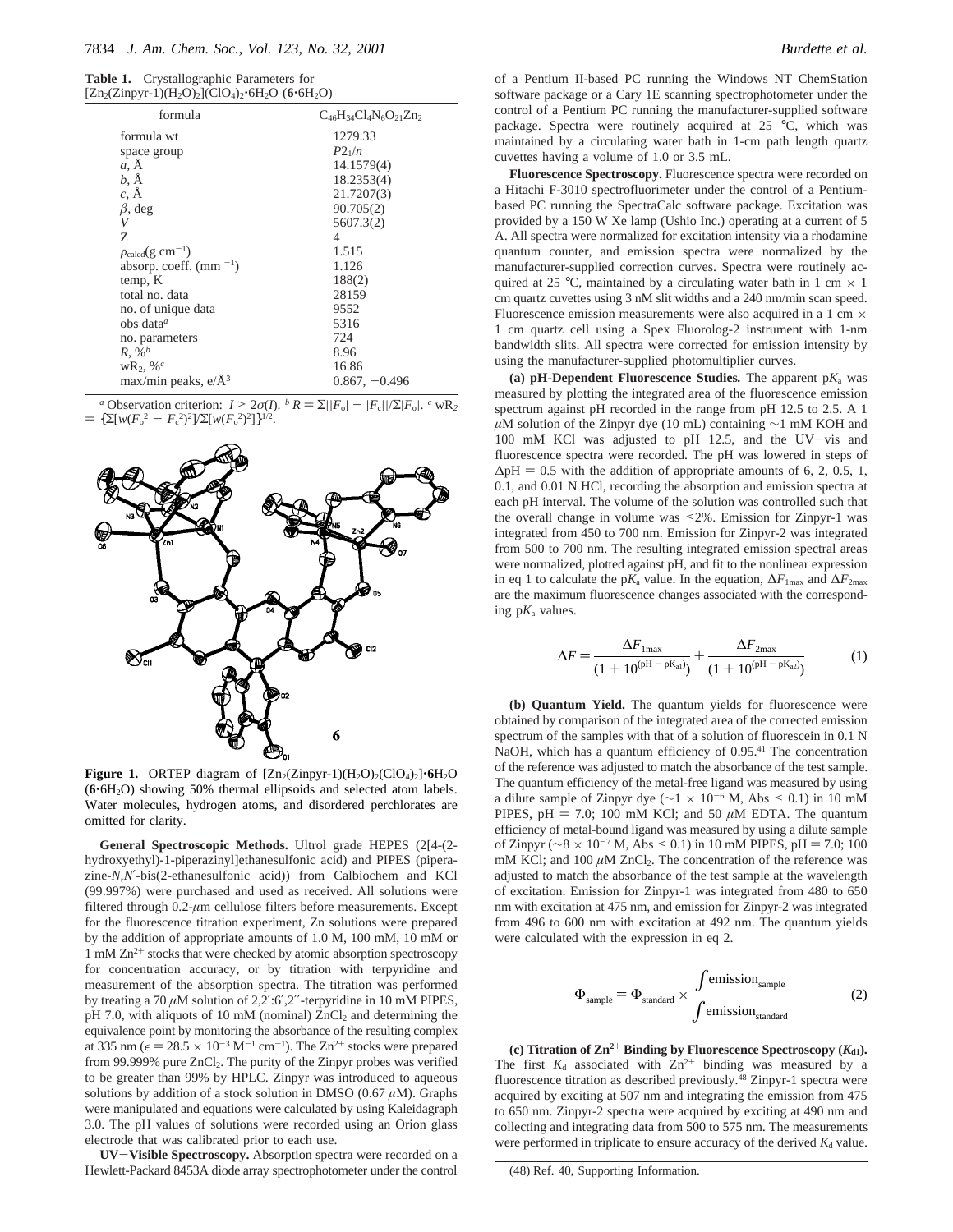**Table 1.** Crystallographic Parameters for $[Zn_2(Zinpyr\text{-}1)(H_2O)_2](ClO_4)_2 \cdot 6H_2O$ (**6**·6$H_2O$)

| formula | $C_{46}H_{34}Cl_4N_6O_{21}Zn_2$ |
|---|---|
| formula wt | 1279.33 |
| space group | $P2_1/n$ |
| *a*, Å | 14.1579(4) |
| *b*, Å | 18.2353(4) |
| *c*, Å | 21.7207(3) |
| $\beta$, deg | 90.705(2) |
| *V* | 5607.3(2) |
| Z | 4 |
| $\rho_{calcd}$(g cm$^{-1}$) | 1.515 |
| absorp. coeff. (mm $^{-1}$) | 1.126 |
| temp, K | 188(2) |
| total no. data | 28159 |
| no. of unique data | 9552 |
| obs data[a] | 5316 |
| no. parameters | 724 |
| *R*, %[b] | 8.96 |
| w$R_2$, %[c] | 16.86 |
| max/min peaks, e/Å$^3$ | 0.867, −0.496 |

[a] Observation criterion: $I > 2\sigma(I)$. [b] $R = \Sigma||F_o| - |F_c||/\Sigma|F_o|$. [c] $wR_2 = \{\Sigma[w(F_o^2 - F_c^2)^2]/\Sigma[w(F_o^2)^2]\}^{1/2}$.

**Figure 1.** ORTEP diagram of $[Zn_2(Zinpyr\text{-}1)(H_2O)_2(ClO_4)_2]\cdot 6H_2O$ (**6**·6$H_2O$) showing 50% thermal ellipsoids and selected atom labels. Water molecules, hydrogen atoms, and disordered perchlorates are omitted for clarity.

**General Spectroscopic Methods.** Ultrol grade HEPES (2[4-(2-hydroxyethyl)-1-piperazinyl]ethanesulfonic acid) and PIPES (piperazine-*N,N′*-bis(2-ethanesulfonic acid)) from Calbiochem and KCl (99.997%) were purchased and used as received. All solutions were filtered through 0.2-$\mu$m cellulose filters before measurements. Except for the fluorescence titration experiment, Zn solutions were prepared by the addition of appropriate amounts of 1.0 M, 100 mM, 10 mM or 1 mM $Zn^{2+}$ stocks that were checked by atomic absorption spectroscopy for concentration accuracy, or by titration with terpyridine and measurement of the absorption spectra. The titration was performed by treating a 70 $\mu$M solution of 2,2′:6′,2′′-terpyridine in 10 mM PIPES, pH 7.0, with aliquots of 10 mM (nominal) $ZnCl_2$ and determining the equivalence point by monitoring the absorbance of the resulting complex at 335 nm ($\epsilon = 28.5 \times 10^{-3}$ M$^{-1}$ cm$^{-1}$). The $Zn^{2+}$ stocks were prepared from 99.999% pure $ZnCl_2$. The purity of the Zinpyr probes was verified to be greater than 99% by HPLC. Zinpyr was introduced to aqueous solutions by addition of a stock solution in DMSO (0.67 $\mu$M). Graphs were manipulated and equations were calculated by using Kaleidagraph 3.0. The pH values of solutions were recorded using an Orion glass electrode that was calibrated prior to each use.

**UV−Visible Spectroscopy.** Absorption spectra were recorded on a Hewlett-Packard 8453A diode array spectrophotometer under the control of a Pentium II-based PC running the Windows NT ChemStation software package or a Cary 1E scanning spectrophotometer under the control of a Pentium PC running the manufacturer-supplied software package. Spectra were routinely acquired at 25 °C, which was maintained by a circulating water bath in 1-cm path length quartz cuvettes having a volume of 1.0 or 3.5 mL.

**Fluorescence Spectroscopy.** Fluorescence spectra were recorded on a Hitachi F-3010 spectrofluorimeter under the control of a Pentium-based PC running the SpectraCalc software package. Excitation was provided by a 150 W Xe lamp (Ushio Inc.) operating at a current of 5 A. All spectra were normalized for excitation intensity via a rhodamine quantum counter, and emission spectra were normalized by the manufacturer-supplied correction curves. Spectra were routinely acquired at 25 °C, maintained by a circulating water bath in 1 cm × 1 cm quartz cuvettes using 3 nM slit widths and a 240 nm/min scan speed. Fluorescence emission measurements were also acquired in a 1 cm × 1 cm quartz cell using a Spex Fluorolog-2 instrument with 1-nm bandwidth slits. All spectra were corrected for emission intensity by using the manufacturer-supplied photomultiplier curves.

**(a) pH-Dependent Fluorescence Studies.** The apparent p$K_a$ was measured by plotting the integrated area of the fluorescence emission spectrum against pH recorded in the range from pH 12.5 to 2.5. A 1 $\mu$M solution of the Zinpyr dye (10 mL) containing ∼1 mM KOH and 100 mM KCl was adjusted to pH 12.5, and the UV−vis and fluorescence spectra were recorded. The pH was lowered in steps of $\Delta$pH = 0.5 with the addition of appropriate amounts of 6, 2, 0.5, 1, 0.1, and 0.01 N HCl, recording the absorption and emission spectra at each pH interval. The volume of the solution was controlled such that the overall change in volume was <2%. Emission for Zinpyr-1 was integrated from 450 to 700 nm. Emission for Zinpyr-2 was integrated from 500 to 700 nm. The resulting integrated emission spectral areas were normalized, plotted against pH, and fit to the nonlinear expression in eq 1 to calculate the p$K_a$ value. In the equation, $\Delta F_{1max}$ and $\Delta F_{2max}$ are the maximum fluorescence changes associated with the corresponding p$K_a$ values.

$$\Delta F = \frac{\Delta F_{1max}}{(1 + 10^{(pH - pK_{a1})})} + \frac{\Delta F_{2max}}{(1 + 10^{(pH - pK_{a2})})} \qquad (1)$$

**(b) Quantum Yield.** The quantum yields for fluorescence were obtained by comparison of the integrated area of the corrected emission spectrum of the samples with that of a solution of fluorescein in 0.1 N NaOH, which has a quantum efficiency of 0.95.[41] The concentration of the reference was adjusted to match the absorbance of the test sample. The quantum efficiency of the metal-free ligand was measured by using a dilute sample of Zinpyr dye (∼1 × 10$^{-6}$ M, Abs ≤ 0.1) in 10 mM PIPES, pH = 7.0; 100 mM KCl; and 50 $\mu$M EDTA. The quantum efficiency of metal-bound ligand was measured by using a dilute sample of Zinpyr (∼8 × 10$^{-7}$ M, Abs ≤ 0.1) in 10 mM PIPES, pH = 7.0; 100 mM KCl; and 100 $\mu$M $ZnCl_2$. The concentration of the reference was adjusted to match the absorbance of the test sample at the wavelength of excitation. Emission for Zinpyr-1 was integrated from 480 to 650 nm with excitation at 475 nm, and emission for Zinpyr-2 was integrated from 496 to 600 nm with excitation at 492 nm. The quantum yields were calculated with the expression in eq 2.

$$\Phi_{sample} = \Phi_{standard} \times \frac{\int \text{emission}_{sample}}{\int \text{emission}_{standard}} \qquad (2)$$

**(c) Titration of $Zn^{2+}$ Binding by Fluorescence Spectroscopy ($K_{d1}$).** The first $K_d$ associated with $Zn^{2+}$ binding was measured by a fluorescence titration as described previously.[48] Zinpyr-1 spectra were acquired by exciting at 507 nm and integrating the emission from 475 to 650 nm. Zinpyr-2 spectra were acquired by exciting at 490 nm and collecting and integrating data from 500 to 575 nm. The measurements were performed in triplicate to ensure accuracy of the derived $K_d$ value.

(48) Ref. 40, Supporting Information.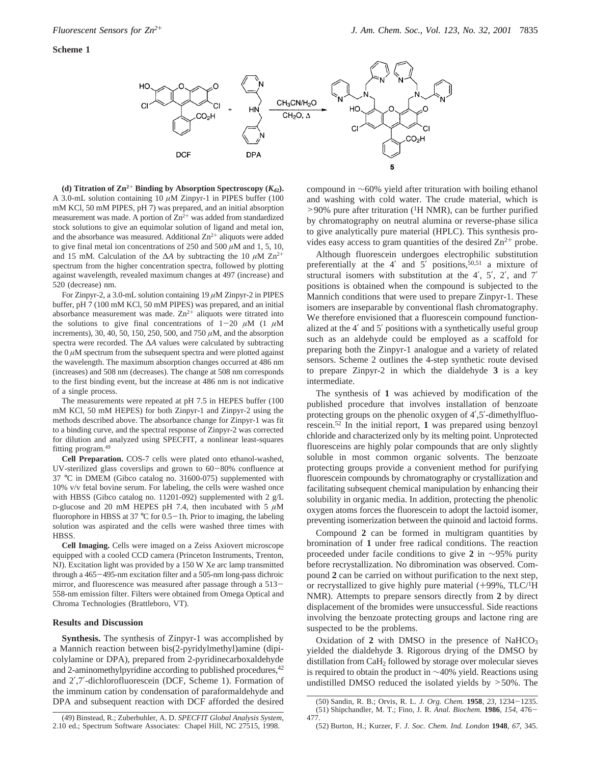**Scheme 1**

**(d) Titration of $Zn^{2+}$ Binding by Absorption Spectroscopy ($K_{d2}$).** A 3.0-mL solution containing 10 $\mu$M Zinpyr-1 in PIPES buffer (100 mM KCl, 50 mM PIPES, pH 7) was prepared, and an initial absorption measurement was made. A portion of $Zn^{2+}$ was added from standardized stock solutions to give an equimolar solution of ligand and metal ion, and the absorbance was measured. Additional $Zn^{2+}$ aliquots were added to give final metal ion concentrations of 250 and 500 $\mu$M and 1, 5, 10, and 15 mM. Calculation of the $\Delta A$ by subtracting the 10 $\mu$M $Zn^{2+}$ spectrum from the higher concentration spectra, followed by plotting against wavelength, revealed maximum changes at 497 (increase) and 520 (decrease) nm.

For Zinpyr-2, a 3.0-mL solution containing 19 $\mu$M Zinpyr-2 in PIPES buffer, pH 7 (100 mM KCl, 50 mM PIPES) was prepared, and an initial absorbance measurement was made. $Zn^{2+}$ aliquots were titrated into the solutions to give final concentrations of 1−20 $\mu$M (1 $\mu$M increments), 30, 40, 50, 150, 250, 500, and 750 $\mu$M, and the absorption spectra were recorded. The $\Delta A$ values were calculated by subtracting the 0 $\mu$M spectrum from the subsequent spectra and were plotted against the wavelength. The maximum absorption changes occurred at 486 nm (increases) and 508 nm (decreases). The change at 508 nm corresponds to the first binding event, but the increase at 486 nm is not indicative of a single process.

The measurements were repeated at pH 7.5 in HEPES buffer (100 mM KCl, 50 mM HEPES) for both Zinpyr-1 and Zinpyr-2 using the methods described above. The absorbance change for Zinpyr-1 was fit to a binding curve, and the spectral response of Zinpyr-2 was corrected for dilution and analyzed using SPECFIT, a nonlinear least-squares fitting program.[49]

**Cell Preparation.** COS-7 cells were plated onto ethanol-washed, UV-sterilized glass coverslips and grown to 60−80% confluence at 37 °C in DMEM (Gibco catalog no. 31600-075) supplemented with 10% v/v fetal bovine serum. For labeling, the cells were washed once with HBSS (Gibco catalog no. 11201-092) supplemented with 2 g/L D-glucose and 20 mM HEPES pH 7.4, then incubated with 5 $\mu$M fluorophore in HBSS at 37 °C for 0.5−1h. Prior to imaging, the labeling solution was aspirated and the cells were washed three times with HBSS.

**Cell Imaging.** Cells were imaged on a Zeiss Axiovert microscope equipped with a cooled CCD camera (Princeton Instruments, Trenton, NJ). Excitation light was provided by a 150 W Xe arc lamp transmitted through a 465−495-nm excitation filter and a 505-nm long-pass dichroic mirror, and fluorescence was measured after passage through a 513−558-nm emission filter. Filters were obtained from Omega Optical and Chroma Technologies (Brattleboro, VT).

## Results and Discussion

**Synthesis.** The synthesis of Zinpyr-1 was accomplished by a Mannich reaction between bis(2-pyridylmethyl)amine (dipicolylamine or DPA), prepared from 2-pyridinecarboxaldehyde and 2-aminomethylpyridine according to published procedures,[42] and 2′,7′-dichlorofluorescein (DCF, Scheme 1). Formation of the imminum cation by condensation of paraformaldehyde and DPA and subsequent reaction with DCF afforded the desired compound in ~60% yield after trituration with boiling ethanol and washing with cold water. The crude material, which is >90% pure after trituration ($^1$H NMR), can be further purified by chromatography on neutral alumina or reverse-phase silica to give analytically pure material (HPLC). This synthesis provides easy access to gram quantities of the desired $Zn^{2+}$ probe.

Although fluorescein undergoes electrophilic substitution preferentially at the 4′ and 5′ positions,[50,51] a mixture of structural isomers with substitution at the 4′, 5′, 2′, and 7′ positions is obtained when the compound is subjected to the Mannich conditions that were used to prepare Zinpyr-1. These isomers are inseparable by conventional flash chromatography. We therefore envisioned that a fluorescein compound functionalized at the 4′ and 5′ positions with a synthetically useful group such as an aldehyde could be employed as a scaffold for preparing both the Zinpyr-1 analogue and a variety of related sensors. Scheme 2 outlines the 4-step synthetic route devised to prepare Zinpyr-2 in which the dialdehyde **3** is a key intermediate.

The synthesis of **1** was achieved by modification of the published procedure that involves installation of benzoate protecting groups on the phenolic oxygen of 4′,5′-dimethylfluorescein.[52] In the initial report, **1** was prepared using benzoyl chloride and characterized only by its melting point. Unprotected fluoresceins are highly polar compounds that are only slightly soluble in most common organic solvents. The benzoate protecting groups provide a convenient method for purifying fluorescein compounds by chromatography or crystallization and facilitating subsequent chemical manipulation by enhancing their solubility in organic media. In addition, protecting the phenolic oxygen atoms forces the fluorescein to adopt the lactoid isomer, preventing isomerization between the quinoid and lactoid forms.

Compound **2** can be formed in multigram quantities by bromination of **1** under free radical conditions. The reaction proceeded under facile conditions to give **2** in ~95% purity before recrystallization. No dibromination was observed. Compound **2** can be carried on without purification to the next step, or recrystallized to give highly pure material (+99%, TLC/$^1$H NMR). Attempts to prepare sensors directly from **2** by direct displacement of the bromides were unsuccessful. Side reactions involving the benzoate protecting groups and lactone ring are suspected to be the problems.

Oxidation of **2** with DMSO in the presence of $NaHCO_3$ yielded the dialdehyde **3**. Rigorous drying of the DMSO by distillation from $CaH_2$ followed by storage over molecular sieves is required to obtain the product in ~40% yield. Reactions using undistilled DMSO reduced the isolated yields by >50%. The

(49) Binstead, R.; Zuberbuhler, A. D. *SPECFIT Global Analysis System*, 2.10 ed.; Spectrum Software Associates: Chapel Hill, NC 27515, 1998.

(50) Sandin, R. B.; Orvis, R. L. *J. Org. Chem.* **1958**, *23*, 1234−1235.

(51) Shipchandler, M. T.; Fino, J. R. *Anal. Biochem.* **1986**, *154*, 476−477.

(52) Burton, H.; Kurzer, F. *J. Soc. Chem. Ind. London* **1948**, *67*, 345.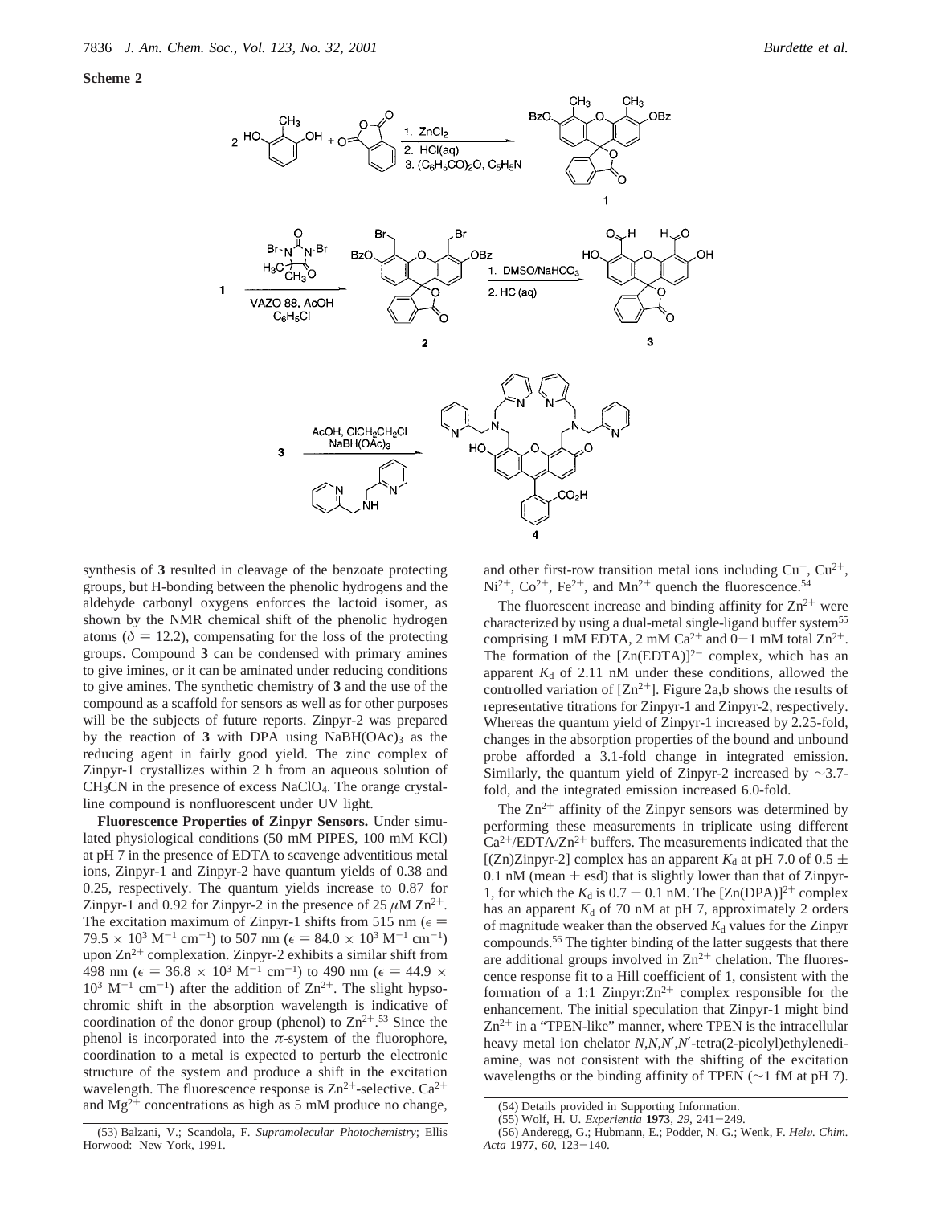**Scheme 2**

synthesis of **3** resulted in cleavage of the benzoate protecting groups, but H-bonding between the phenolic hydrogens and the aldehyde carbonyl oxygens enforces the lactoid isomer, as shown by the NMR chemical shift of the phenolic hydrogen atoms ($\delta = 12.2$), compensating for the loss of the protecting groups. Compound **3** can be condensed with primary amines to give imines, or it can be aminated under reducing conditions to give amines. The synthetic chemistry of **3** and the use of the compound as a scaffold for sensors as well as for other purposes will be the subjects of future reports. Zinpyr-2 was prepared by the reaction of **3** with DPA using $NaBH(OAc)_3$ as the reducing agent in fairly good yield. The zinc complex of Zinpyr-1 crystallizes within 2 h from an aqueous solution of $CH_3CN$ in the presence of excess $NaClO_4$. The orange crystalline compound is nonfluorescent under UV light.

**Fluorescence Properties of Zinpyr Sensors.** Under simulated physiological conditions (50 mM PIPES, 100 mM KCl) at pH 7 in the presence of EDTA to scavenge adventitious metal ions, Zinpyr-1 and Zinpyr-2 have quantum yields of 0.38 and 0.25, respectively. The quantum yields increase to 0.87 for Zinpyr-1 and 0.92 for Zinpyr-2 in the presence of 25 $\mu$M $Zn^{2+}$. The excitation maximum of Zinpyr-1 shifts from 515 nm ($\epsilon = 79.5 \times 10^3$ $M^{-1}$ $cm^{-1}$) to 507 nm ($\epsilon = 84.0 \times 10^3$ $M^{-1}$ $cm^{-1}$) upon $Zn^{2+}$ complexation. Zinpyr-2 exhibits a similar shift from 498 nm ($\epsilon = 36.8 \times 10^3$ $M^{-1}$ $cm^{-1}$) to 490 nm ($\epsilon = 44.9 \times 10^3$ $M^{-1}$ $cm^{-1}$) after the addition of $Zn^{2+}$. The slight hypsochromic shift in the absorption wavelength is indicative of coordination of the donor group (phenol) to $Zn^{2+}$.[53] Since the phenol is incorporated into the $\pi$-system of the fluorophore, coordination to a metal is expected to perturb the electronic structure of the system and produce a shift in the excitation wavelength. The fluorescence response is $Zn^{2+}$-selective. $Ca^{2+}$ and $Mg^{2+}$ concentrations as high as 5 mM produce no change, and other first-row transition metal ions including $Cu^{+}$, $Cu^{2+}$, $Ni^{2+}$, $Co^{2+}$, $Fe^{2+}$, and $Mn^{2+}$ quench the fluorescence.[54]

The fluorescent increase and binding affinity for $Zn^{2+}$ were characterized by using a dual-metal single-ligand buffer system[55] comprising 1 mM EDTA, 2 mM $Ca^{2+}$ and 0−1 mM total $Zn^{2+}$. The formation of the $[Zn(EDTA)]^{2-}$ complex, which has an apparent $K_d$ of 2.11 nM under these conditions, allowed the controlled variation of $[Zn^{2+}]$. Figure 2a,b shows the results of representative titrations for Zinpyr-1 and Zinpyr-2, respectively. Whereas the quantum yield of Zinpyr-1 increased by 2.25-fold, changes in the absorption properties of the bound and unbound probe afforded a 3.1-fold change in integrated emission. Similarly, the quantum yield of Zinpyr-2 increased by ~3.7-fold, and the integrated emission increased 6.0-fold.

The $Zn^{2+}$ affinity of the Zinpyr sensors was determined by performing these measurements in triplicate using different $Ca^{2+}$/EDTA/$Zn^{2+}$ buffers. The measurements indicated that the [(Zn)Zinpyr-2] complex has an apparent $K_d$ at pH 7.0 of 0.5 ± 0.1 nM (mean ± esd) that is slightly lower than that of Zinpyr-1, for which the $K_d$ is 0.7 ± 0.1 nM. The $[Zn(DPA)]^{2+}$ complex has an apparent $K_d$ of 70 nM at pH 7, approximately 2 orders of magnitude weaker than the observed $K_d$ values for the Zinpyr compounds.[56] The tighter binding of the latter suggests that there are additional groups involved in $Zn^{2+}$ chelation. The fluorescence response fit to a Hill coefficient of 1, consistent with the formation of a 1:1 Zinpyr:$Zn^{2+}$ complex responsible for the enhancement. The initial speculation that Zinpyr-1 might bind $Zn^{2+}$ in a "TPEN-like" manner, where TPEN is the intracellular heavy metal ion chelator *N*,*N*,*N*′,*N*′-tetra(2-picolyl)ethylenediamine, was not consistent with the shifting of the excitation wavelengths or the binding affinity of TPEN (~1 fM at pH 7).

(53) Balzani, V.; Scandola, F. *Supramolecular Photochemistry*; Ellis Horwood: New York, 1991.

(54) Details provided in Supporting Information.

(55) Wolf, H. U. *Experientia* **1973**, *29*, 241−249.

(56) Anderegg, G.; Hubmann, E.; Podder, N. G.; Wenk, F. *Helv. Chim. Acta* **1977**, *60*, 123−140.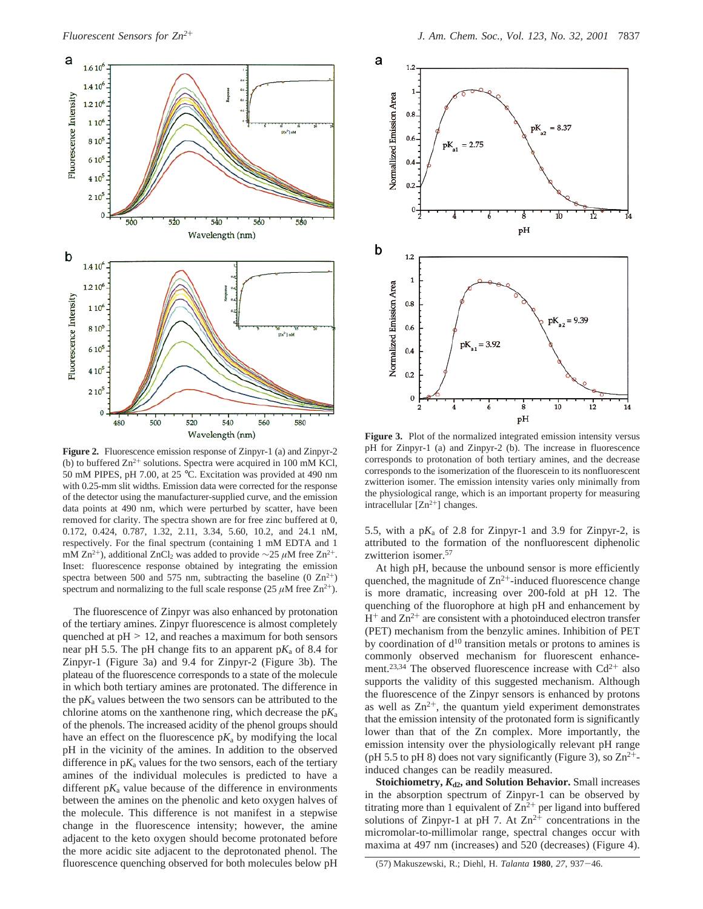**Figure 2.** Fluorescence emission response of Zinpyr-1 (a) and Zinpyr-2 (b) to buffered $Zn^{2+}$ solutions. Spectra were acquired in 100 mM KCl, 50 mM PIPES, pH 7.00, at 25 °C. Excitation was provided at 490 nm with 0.25-mm slit widths. Emission data were corrected for the response of the detector using the manufacturer-supplied curve, and the emission data points at 490 nm, which were perturbed by scatter, have been removed for clarity. The spectra shown are for free zinc buffered at 0, 0.172, 0.424, 0.787, 1.32, 2.11, 3.34, 5.60, 10.2, and 24.1 nM, respectively. For the final spectrum (containing 1 mM EDTA and 1 mM $Zn^{2+}$), additional $ZnCl_2$ was added to provide ~25 $\mu$M free $Zn^{2+}$. Inset: fluorescence response obtained by integrating the emission spectra between 500 and 575 nm, subtracting the baseline (0 $Zn^{2+}$) spectrum and normalizing to the full scale response (25 $\mu$M free $Zn^{2+}$).

**Figure 3.** Plot of the normalized integrated emission intensity versus pH for Zinpyr-1 (a) and Zinpyr-2 (b). The increase in fluorescence corresponds to protonation of both tertiary amines, and the decrease corresponds to the isomerization of the fluorescein to its nonfluorescent zwitterion isomer. The emission intensity varies only minimally from the physiological range, which is an important property for measuring intracellular [$Zn^{2+}$] changes.

The fluorescence of Zinpyr was also enhanced by protonation of the tertiary amines. Zinpyr fluorescence is almost completely quenched at pH > 12, and reaches a maximum for both sensors near pH 5.5. The pH change fits to an apparent p$K_a$ of 8.4 for Zinpyr-1 (Figure 3a) and 9.4 for Zinpyr-2 (Figure 3b). The plateau of the fluorescence corresponds to a state of the molecule in which both tertiary amines are protonated. The difference in the p$K_a$ values between the two sensors can be attributed to the chlorine atoms on the xanthenone ring, which decrease the p$K_a$ of the phenols. The increased acidity of the phenol groups should have an effect on the fluorescence p$K_a$ by modifying the local pH in the vicinity of the amines. In addition to the observed difference in p$K_a$ values for the two sensors, each of the tertiary amines of the individual molecules is predicted to have a different p$K_a$ value because of the difference in environments between the amines on the phenolic and keto oxygen halves of the molecule. This difference is not manifest in a stepwise change in the fluorescence intensity; however, the amine adjacent to the keto oxygen should become protonated before the more acidic site adjacent to the deprotonated phenol. The fluorescence quenching observed for both molecules below pH 5.5, with a p$K_a$ of 2.8 for Zinpyr-1 and 3.9 for Zinpyr-2, is attributed to the formation of the nonfluorescent diphenolic zwitterion isomer.[57]

At high pH, because the unbound sensor is more efficiently quenched, the magnitude of $Zn^{2+}$-induced fluorescence change is more dramatic, increasing over 200-fold at pH 12. The quenching of the fluorophore at high pH and enhancement by $H^+$ and $Zn^{2+}$ are consistent with a photoinduced electron transfer (PET) mechanism from the benzylic amines. Inhibition of PET by coordination of $d^{10}$ transition metals or protons to amines is commonly observed mechanism for fluorescent enhancement.[23,34] The observed fluorescence increase with $Cd^{2+}$ also supports the validity of this suggested mechanism. Although the fluorescence of the Zinpyr sensors is enhanced by protons as well as $Zn^{2+}$, the quantum yield experiment demonstrates that the emission intensity of the protonated form is significantly lower than that of the Zn complex. More importantly, the emission intensity over the physiologically relevant pH range (pH 5.5 to pH 8) does not vary significantly (Figure 3), so $Zn^{2+}$-induced changes can be readily measured.

**Stoichiometry, $K_{d2}$, and Solution Behavior.** Small increases in the absorption spectrum of Zinpyr-1 can be observed by titrating more than 1 equivalent of $Zn^{2+}$ per ligand into buffered solutions of Zinpyr-1 at pH 7. At $Zn^{2+}$ concentrations in the micromolar-to-millimolar range, spectral changes occur with maxima at 497 nm (increases) and 520 (decreases) (Figure 4).

(57) Makuszewski, R.; Diehl, H. *Talanta* **1980**, *27*, 937–46.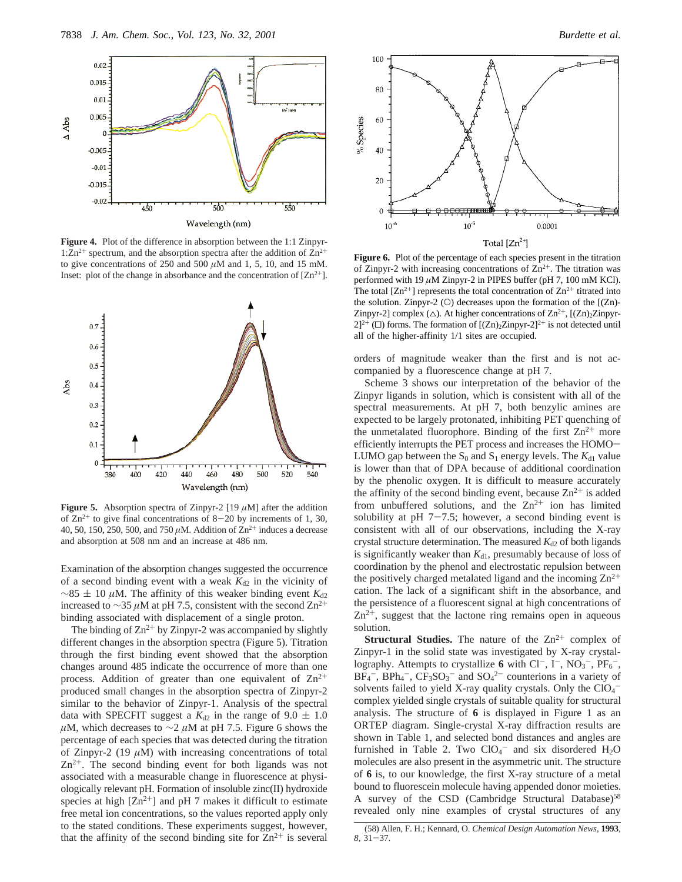**Figure 4.** Plot of the difference in absorption between the 1:1 Zinpyr-1:$Zn^{2+}$ spectrum, and the absorption spectra after the addition of $Zn^{2+}$ to give concentrations of 250 and 500 $\mu$M and 1, 5, 10, and 15 mM. Inset: plot of the change in absorbance and the concentration of $[Zn^{2+}]$.

**Figure 5.** Absorption spectra of Zinpyr-2 [19 $\mu$M] after the addition of $Zn^{2+}$ to give final concentrations of 8−20 by increments of 1, 30, 40, 50, 150, 250, 500, and 750 $\mu$M. Addition of $Zn^{2+}$ induces a decrease and absorption at 508 nm and an increase at 486 nm.

Examination of the absorption changes suggested the occurrence of a second binding event with a weak $K_{d2}$ in the vicinity of ~85 ± 10 $\mu$M. The affinity of this weaker binding event $K_{d2}$ increased to ~35 $\mu$M at pH 7.5, consistent with the second $Zn^{2+}$ binding associated with displacement of a single proton.

The binding of $Zn^{2+}$ by Zinpyr-2 was accompanied by slightly different changes in the absorption spectra (Figure 5). Titration through the first binding event showed that the absorption changes around 485 indicate the occurrence of more than one process. Addition of greater than one equivalent of $Zn^{2+}$ produced small changes in the absorption spectra of Zinpyr-2 similar to the behavior of Zinpyr-1. Analysis of the spectral data with SPECFIT suggest a $K_{d2}$ in the range of 9.0 ± 1.0 $\mu$M, which decreases to ~2 $\mu$M at pH 7.5. Figure 6 shows the percentage of each species that was detected during the titration of Zinpyr-2 (19 $\mu$M) with increasing concentrations of total $Zn^{2+}$. The second binding event for both ligands was not associated with a measurable change in fluorescence at physiologically relevant pH. Formation of insoluble zinc(II) hydroxide species at high $[Zn^{2+}]$ and pH 7 makes it difficult to estimate free metal ion concentrations, so the values reported apply only to the stated conditions. These experiments suggest, however, that the affinity of the second binding site for $Zn^{2+}$ is several orders of magnitude weaker than the first and is not accompanied by a fluorescence change at pH 7.

**Figure 6.** Plot of the percentage of each species present in the titration of Zinpyr-2 with increasing concentrations of $Zn^{2+}$. The titration was performed with 19 $\mu$M Zinpyr-2 in PIPES buffer (pH 7, 100 mM KCl). The total $[Zn^{2+}]$ represents the total concentration of $Zn^{2+}$ titrated into the solution. Zinpyr-2 (○) decreases upon the formation of the [(Zn)-Zinpyr-2] complex (△). At higher concentrations of $Zn^{2+}$, $[(Zn)_2\text{Zinpyr-}2]^{2+}$ (□) forms. The formation of $[(Zn)_2\text{Zinpyr-}2]^{2+}$ is not detected until all of the higher-affinity 1/1 sites are occupied.

Scheme 3 shows our interpretation of the behavior of the Zinpyr ligands in solution, which is consistent with all of the spectral measurements. At pH 7, both benzylic amines are expected to be largely protonated, inhibiting PET quenching of the unmetalated fluorophore. Binding of the first $Zn^{2+}$ more efficiently interrupts the PET process and increases the HOMO−LUMO gap between the $S_0$ and $S_1$ energy levels. The $K_{d1}$ value is lower than that of DPA because of additional coordination by the phenolic oxygen. It is difficult to measure accurately the affinity of the second binding event, because $Zn^{2+}$ is added from unbuffered solutions, and the $Zn^{2+}$ ion has limited solubility at pH 7−7.5; however, a second binding event is consistent with all of our observations, including the X-ray crystal structure determination. The measured $K_{d2}$ of both ligands is significantly weaker than $K_{d1}$, presumably because of loss of coordination by the phenol and electrostatic repulsion between the positively charged metalated ligand and the incoming $Zn^{2+}$ cation. The lack of a significant shift in the absorbance, and the persistence of a fluorescent signal at high concentrations of $Zn^{2+}$, suggest that the lactone ring remains open in aqueous solution.

**Structural Studies.** The nature of the $Zn^{2+}$ complex of Zinpyr-1 in the solid state was investigated by X-ray crystallography. Attempts to crystallize **6** with $Cl^-$, $I^-$, $NO_3^-$, $PF_6^-$, $BF_4^-$, $BPh_4^-$, $CF_3SO_3^-$ and $SO_4^{2-}$ counterions in a variety of solvents failed to yield X-ray quality crystals. Only the $ClO_4^-$ complex yielded single crystals of suitable quality for structural analysis. The structure of **6** is displayed in Figure 1 as an ORTEP diagram. Single-crystal X-ray diffraction results are shown in Table 1, and selected bond distances and angles are furnished in Table 2. Two $ClO_4^-$ and six disordered $H_2O$ molecules are also present in the asymmetric unit. The structure of **6** is, to our knowledge, the first X-ray structure of a metal bound to fluorescein molecule having appended donor moieties. A survey of the CSD (Cambridge Structural Database)[58] revealed only nine examples of crystal structures of any

(58) Allen, F. H.; Kennard, O. *Chemical Design Automation News*, **1993**, *8*, 31−37.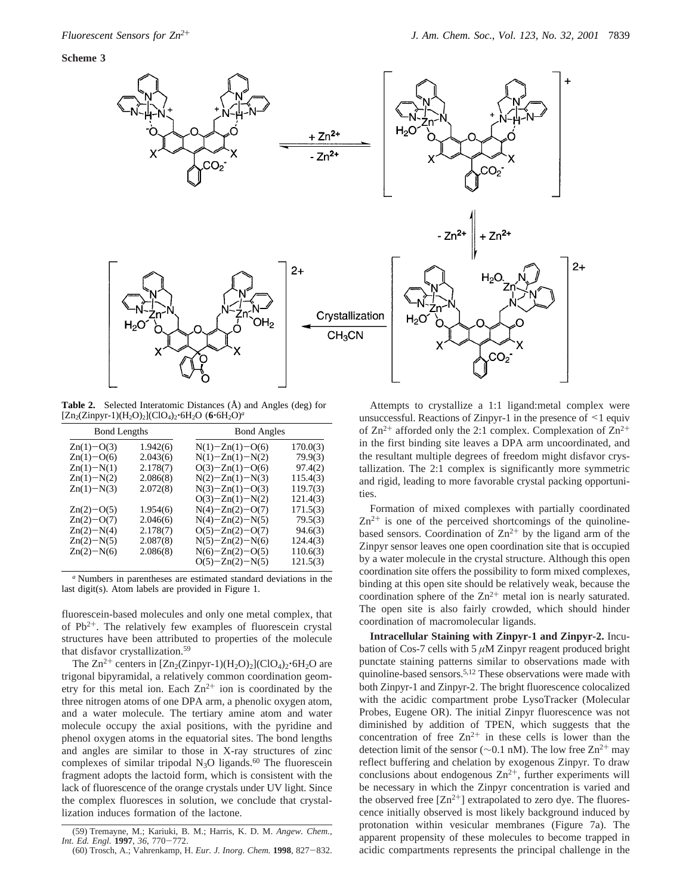**Scheme 3**

**Table 2.** Selected Interatomic Distances (Å) and Angles (deg) for $[Zn_2(Zinpyr\text{-}1)(H_2O)_2](ClO_4)_2 \cdot 6H_2O$ (**6**·6H$_2$O)[a]

| Bond Lengths | | Bond Angles | |
|---|---|---|---|
| Zn(1)−O(3) | 1.942(6) | N(1)−Zn(1)−O(6) | 170.0(3) |
| Zn(1)−O(6) | 2.043(6) | N(1)−Zn(1)−N(2) | 79.9(3) |
| Zn(1)−N(1) | 2.178(7) | O(3)−Zn(1)−O(6) | 97.4(2) |
| Zn(1)−N(2) | 2.086(8) | N(2)−Zn(1)−N(3) | 115.4(3) |
| Zn(1)−N(3) | 2.072(8) | N(3)−Zn(1)−O(3) | 119.7(3) |
| | | O(3)−Zn(1)−N(2) | 121.4(3) |
| Zn(2)−O(5) | 1.954(6) | N(4)−Zn(2)−O(7) | 171.5(3) |
| Zn(2)−O(7) | 2.046(6) | N(4)−Zn(2)−N(5) | 79.5(3) |
| Zn(2)−N(4) | 2.178(7) | O(5)−Zn(2)−O(7) | 94.6(3) |
| Zn(2)−N(5) | 2.087(8) | N(5)−Zn(2)−N(6) | 124.4(3) |
| Zn(2)−N(6) | 2.086(8) | N(6)−Zn(2)−O(5) | 110.6(3) |
| | | O(5)−Zn(2)−N(5) | 121.5(3) |

[a] Numbers in parentheses are estimated standard deviations in the last digit(s). Atom labels are provided in Figure 1.

fluorescein-based molecules and only one metal complex, that of $Pb^{2+}$. The relatively few examples of fluorescein crystal structures have been attributed to properties of the molecule that disfavor crystallization.[59]

The $Zn^{2+}$ centers in $[Zn_2(Zinpyr\text{-}1)(H_2O)_2](ClO_4)_2 \cdot 6H_2O$ are trigonal bipyramidal, a relatively common coordination geometry for this metal ion. Each $Zn^{2+}$ ion is coordinated by the three nitrogen atoms of one DPA arm, a phenolic oxygen atom, and a water molecule. The tertiary amine atom and water molecule occupy the axial positions, with the pyridine and phenol oxygen atoms in the equatorial sites. The bond lengths and angles are similar to those in X-ray structures of zinc complexes of similar tripodal $N_3O$ ligands.[60] The fluorescein fragment adopts the lactoid form, which is consistent with the lack of fluorescence of the orange crystals under UV light. Since the complex fluoresces in solution, we conclude that crystallization induces formation of the lactone.

Attempts to crystallize a 1:1 ligand:metal complex were unsuccessful. Reactions of Zinpyr-1 in the presence of <1 equiv of $Zn^{2+}$ afforded only the 2:1 complex. Complexation of $Zn^{2+}$ in the first binding site leaves a DPA arm uncoordinated, and the resultant multiple degrees of freedom might disfavor crystallization. The 2:1 complex is significantly more symmetric and rigid, leading to more favorable crystal packing opportunities.

Formation of mixed complexes with partially coordinated $Zn^{2+}$ is one of the perceived shortcomings of the quinoline-based sensors. Coordination of $Zn^{2+}$ by the ligand arm of the Zinpyr sensor leaves one open coordination site that is occupied by a water molecule in the crystal structure. Although this open coordination site offers the possibility to form mixed complexes, binding at this open site should be relatively weak, because the coordination sphere of the $Zn^{2+}$ metal ion is nearly saturated. The open site is also fairly crowded, which should hinder coordination of macromolecular ligands.

**Intracellular Staining with Zinpyr-1 and Zinpyr-2.** Incubation of Cos-7 cells with 5 $\mu$M Zinpyr reagent produced bright punctate staining patterns similar to observations made with quinoline-based sensors.[5,12] These observations were made with both Zinpyr-1 and Zinpyr-2. The bright fluorescence colocalized with the acidic compartment probe LysoTracker (Molecular Probes, Eugene OR). The initial Zinpyr fluorescence was not diminished by addition of TPEN, which suggests that the concentration of free $Zn^{2+}$ in these cells is lower than the detection limit of the sensor (~0.1 nM). The low free $Zn^{2+}$ may reflect buffering and chelation by exogenous Zinpyr. To draw conclusions about endogenous $Zn^{2+}$, further experiments will be necessary in which the Zinpyr concentration is varied and the observed free $[Zn^{2+}]$ extrapolated to zero dye. The fluorescence initially observed is most likely background induced by protonation within vesicular membranes (Figure 7a). The apparent propensity of these molecules to become trapped in acidic compartments represents the principal challenge in the

(59) Tremayne, M.; Kariuki, B. M.; Harris, K. D. M. *Angew. Chem., Int. Ed. Engl.* **1997**, *36*, 770−772.

(60) Trosch, A.; Vahrenkamp, H. *Eur. J. Inorg. Chem.* **1998**, 827−832.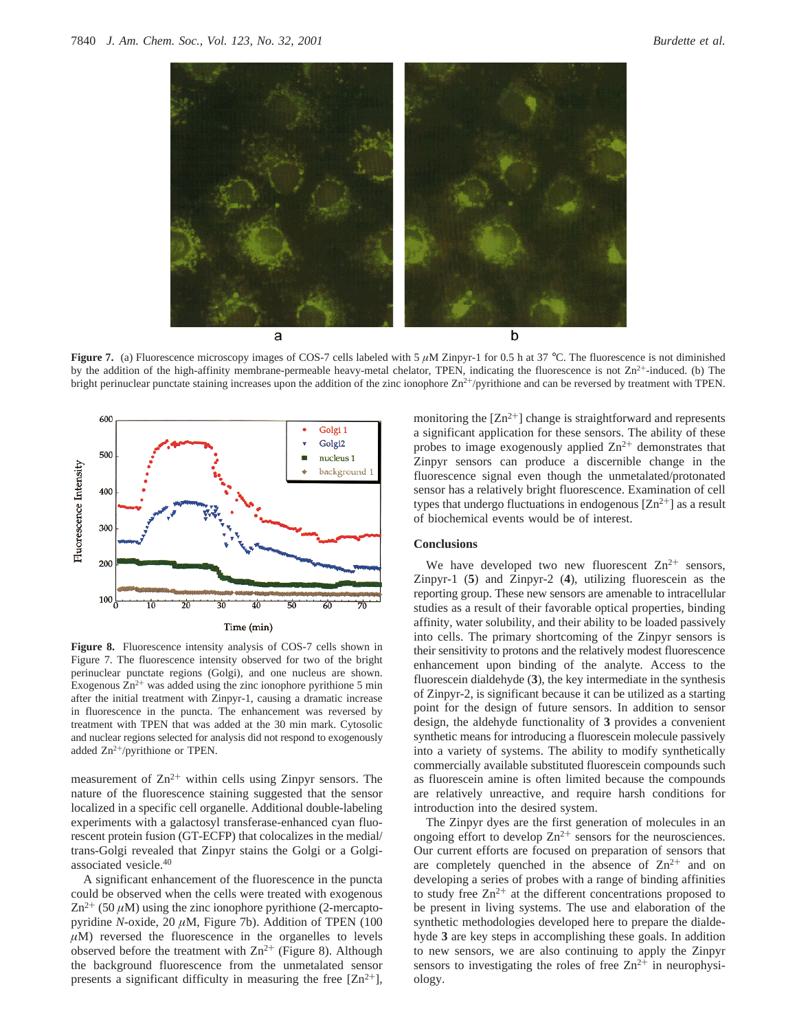**Figure 7.** (a) Fluorescence microscopy images of COS-7 cells labeled with 5 $\mu$M Zinpyr-1 for 0.5 h at 37 °C. The fluorescence is not diminished by the addition of the high-affinity membrane-permeable heavy-metal chelator, TPEN, indicating the fluorescence is not $Zn^{2+}$-induced. (b) The bright perinuclear punctate staining increases upon the addition of the zinc ionophore $Zn^{2+}$/pyrithione and can be reversed by treatment with TPEN.

**Figure 8.** Fluorescence intensity analysis of COS-7 cells shown in Figure 7. The fluorescence intensity observed for two of the bright perinuclear punctate regions (Golgi), and one nucleus are shown. Exogenous $Zn^{2+}$ was added using the zinc ionophore pyrithione 5 min after the initial treatment with Zinpyr-1, causing a dramatic increase in fluorescence in the puncta. The enhancement was reversed by treatment with TPEN that was added at the 30 min mark. Cytosolic and nuclear regions selected for analysis did not respond to exogenously added $Zn^{2+}$/pyrithione or TPEN.

measurement of $Zn^{2+}$ within cells using Zinpyr sensors. The nature of the fluorescence staining suggested that the sensor localized in a specific cell organelle. Additional double-labeling experiments with a galactosyl transferase-enhanced cyan fluorescent protein fusion (GT-ECFP) that colocalizes in the medial/trans-Golgi revealed that Zinpyr stains the Golgi or a Golgi-associated vesicle.[40]

A significant enhancement of the fluorescence in the puncta could be observed when the cells were treated with exogenous $Zn^{2+}$ (50 $\mu$M) using the zinc ionophore pyrithione (2-mercaptopyridine *N*-oxide, 20 $\mu$M, Figure 7b). Addition of TPEN (100 $\mu$M) reversed the fluorescence in the organelles to levels observed before the treatment with $Zn^{2+}$ (Figure 8). Although the background fluorescence from the unmetalated sensor presents a significant difficulty in measuring the free $[Zn^{2+}]$, monitoring the $[Zn^{2+}]$ change is straightforward and represents a significant application for these sensors. The ability of these probes to image exogenously applied $Zn^{2+}$ demonstrates that Zinpyr sensors can produce a discernible change in the fluorescence signal even though the unmetalated/protonated sensor has a relatively bright fluorescence. Examination of cell types that undergo fluctuations in endogenous $[Zn^{2+}]$ as a result of biochemical events would be of interest.

## Conclusions

We have developed two new fluorescent $Zn^{2+}$ sensors, Zinpyr-1 (**5**) and Zinpyr-2 (**4**), utilizing fluorescein as the reporting group. These new sensors are amenable to intracellular studies as a result of their favorable optical properties, binding affinity, water solubility, and their ability to be loaded passively into cells. The primary shortcoming of the Zinpyr sensors is their sensitivity to protons and the relatively modest fluorescence enhancement upon binding of the analyte. Access to the fluorescein dialdehyde (**3**), the key intermediate in the synthesis of Zinpyr-2, is significant because it can be utilized as a starting point for the design of future sensors. In addition to sensor design, the aldehyde functionality of **3** provides a convenient synthetic means for introducing a fluorescein molecule passively into a variety of systems. The ability to modify synthetically commercially available substituted fluorescein compounds such as fluorescein amine is often limited because the compounds are relatively unreactive, and require harsh conditions for introduction into the desired system.

The Zinpyr dyes are the first generation of molecules in an ongoing effort to develop $Zn^{2+}$ sensors for the neurosciences. Our current efforts are focused on preparation of sensors that are completely quenched in the absence of $Zn^{2+}$ and on developing a series of probes with a range of binding affinities to study free $Zn^{2+}$ at the different concentrations proposed to be present in living systems. The use and elaboration of the synthetic methodologies developed here to prepare the dialdehyde **3** are key steps in accomplishing these goals. In addition to new sensors, we are also continuing to apply the Zinpyr sensors to investigating the roles of free $Zn^{2+}$ in neurophysiology.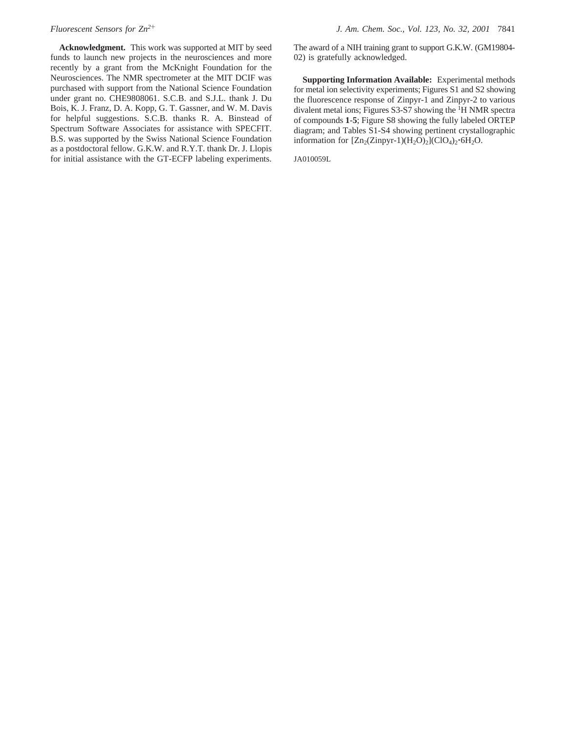**Acknowledgment.** This work was supported at MIT by seed funds to launch new projects in the neurosciences and more recently by a grant from the McKnight Foundation for the Neurosciences. The NMR spectrometer at the MIT DCIF was purchased with support from the National Science Foundation under grant no. CHE9808061. S.C.B. and S.J.L. thank J. Du Bois, K. J. Franz, D. A. Kopp, G. T. Gassner, and W. M. Davis for helpful suggestions. S.C.B. thanks R. A. Binstead of Spectrum Software Associates for assistance with SPECFIT. B.S. was supported by the Swiss National Science Foundation as a postdoctoral fellow. G.K.W. and R.Y.T. thank Dr. J. Llopis for initial assistance with the GT-ECFP labeling experiments. The award of a NIH training grant to support G.K.W. (GM19804-02) is gratefully acknowledged.

**Supporting Information Available:** Experimental methods for metal ion selectivity experiments; Figures S1 and S2 showing the fluorescence response of Zinpyr-1 and Zinpyr-2 to various divalent metal ions; Figures S3-S7 showing the $^1$H NMR spectra of compounds **1**-**5**; Figure S8 showing the fully labeled ORTEP diagram; and Tables S1-S4 showing pertinent crystallographic information for $[Zn_2(\text{Zinpyr-1})(H_2O)_2](ClO_4)_2 \cdot 6H_2O$.

JA010059L